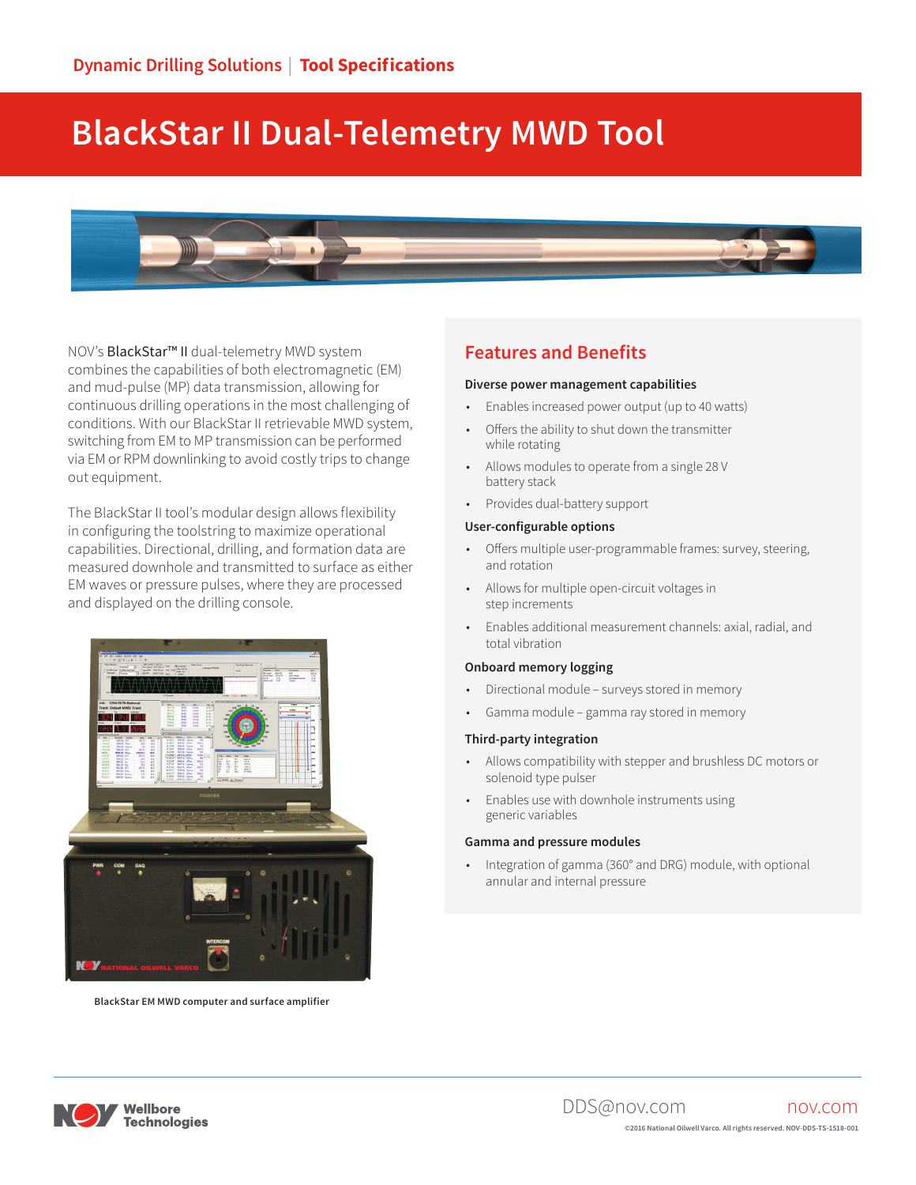Dynamic Drilling Solutions | Tool Specifications

# BlackStar II Dual-Telemetry MWD Tool

NOV's **BlackStar™ II** dual-telemetry MWD system combines the capabilities of both electromagnetic (EM) and mud-pulse (MP) data transmission, allowing for continuous drilling operations in the most challenging of conditions. With our BlackStar II retrievable MWD system, switching from EM to MP transmission can be performed via EM or RPM downlinking to avoid costly trips to change out equipment.

The BlackStar II tool's modular design allows flexibility in configuring the toolstring to maximize operational capabilities. Directional, drilling, and formation data are measured downhole and transmitted to surface as either EM waves or pressure pulses, where they are processed and displayed on the drilling console.

**BlackStar EM MWD computer and surface amplifier**

## Features and Benefits

### Diverse power management capabilities

- Enables increased power output (up to 40 watts)
- Offers the ability to shut down the transmitter while rotating
- Allows modules to operate from a single 28 V battery stack
- Provides dual-battery support

### User-configurable options

- Offers multiple user-programmable frames: survey, steering, and rotation
- Allows for multiple open-circuit voltages in step increments
- Enables additional measurement channels: axial, radial, and total vibration

### Onboard memory logging

- Directional module – surveys stored in memory
- Gamma module – gamma ray stored in memory

### Third-party integration

- Allows compatibility with stepper and brushless DC motors or solenoid type pulser
- Enables use with downhole instruments using generic variables

### Gamma and pressure modules

- Integration of gamma (360° and DRG) module, with optional annular and internal pressure

DDS@nov.com    nov.com

©2016 National Oilwell Varco. All rights reserved. NOV-DDS-TS-1518-001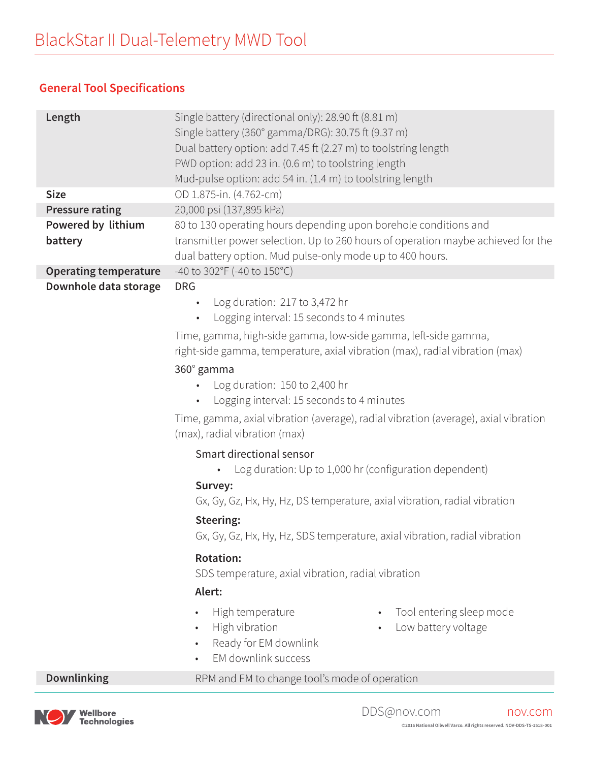# BlackStar II Dual-Telemetry MWD Tool

## General Tool Specifications

| | |
|---|---|
| **Length** | Single battery (directional only): 28.90 ft (8.81 m)<br>Single battery (360° gamma/DRG): 30.75 ft (9.37 m)<br>Dual battery option: add 7.45 ft (2.27 m) to toolstring length<br>PWD option: add 23 in. (0.6 m) to toolstring length<br>Mud-pulse option: add 54 in. (1.4 m) to toolstring length |
| **Size** | OD 1.875-in. (4.762-cm) |
| **Pressure rating** | 20,000 psi (137,895 kPa) |
| **Powered by lithium battery** | 80 to 130 operating hours depending upon borehole conditions and transmitter power selection. Up to 260 hours of operation maybe achieved for the dual battery option. Mud pulse-only mode up to 400 hours. |
| **Operating temperature** | -40 to 302°F (-40 to 150°C) |
| **Downhole data storage** | DRG<br>• Log duration: 217 to 3,472 hr<br>• Logging interval: 15 seconds to 4 minutes<br>Time, gamma, high-side gamma, low-side gamma, left-side gamma, right-side gamma, temperature, axial vibration (max), radial vibration (max)<br>360° gamma<br>• Log duration: 150 to 2,400 hr<br>• Logging interval: 15 seconds to 4 minutes<br>Time, gamma, axial vibration (average), radial vibration (average), axial vibration (max), radial vibration (max)<br>Smart directional sensor<br>• Log duration: Up to 1,000 hr (configuration dependent)<br>**Survey:**<br>Gx, Gy, Gz, Hx, Hy, Hz, DS temperature, axial vibration, radial vibration<br>**Steering:**<br>Gx, Gy, Gz, Hx, Hy, Hz, SDS temperature, axial vibration, radial vibration<br>**Rotation:**<br>SDS temperature, axial vibration, radial vibration<br>**Alert:**<br>• High temperature<br>• High vibration<br>• Ready for EM downlink<br>• EM downlink success<br>• Tool entering sleep mode<br>• Low battery voltage |
| **Downlinking** | RPM and EM to change tool's mode of operation |

DDS@nov.com nov.com

©2016 National Oilwell Varco. All rights reserved. NOV-DDS-TS-1518-001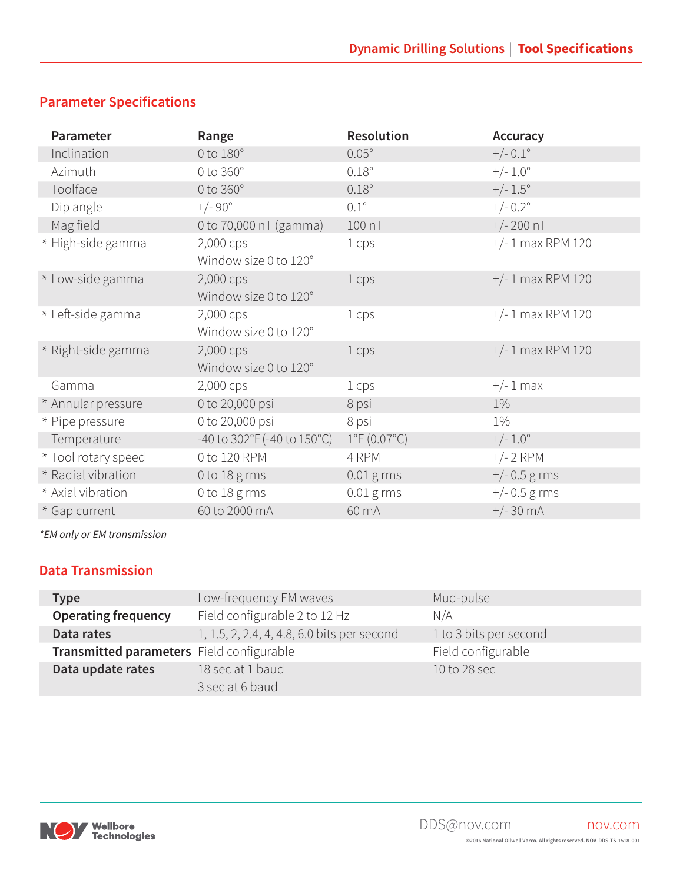## Parameter Specifications

| Parameter | Range | Resolution | Accuracy |
|---|---|---|---|
| Inclination | 0 to 180° | 0.05° | +/- 0.1° |
| Azimuth | 0 to 360° | 0.18° | +/- 1.0° |
| Toolface | 0 to 360° | 0.18° | +/- 1.5° |
| Dip angle | +/- 90° | 0.1° | +/- 0.2° |
| Mag field | 0 to 70,000 nT (gamma) | 100 nT | +/- 200 nT |
| * High-side gamma | 2,000 cps<br>Window size 0 to 120° | 1 cps | +/- 1 max RPM 120 |
| * Low-side gamma | 2,000 cps<br>Window size 0 to 120° | 1 cps | +/- 1 max RPM 120 |
| * Left-side gamma | 2,000 cps<br>Window size 0 to 120° | 1 cps | +/- 1 max RPM 120 |
| * Right-side gamma | 2,000 cps<br>Window size 0 to 120° | 1 cps | +/- 1 max RPM 120 |
| Gamma | 2,000 cps | 1 cps | +/- 1 max |
| * Annular pressure | 0 to 20,000 psi | 8 psi | 1% |
| * Pipe pressure | 0 to 20,000 psi | 8 psi | 1% |
| Temperature | -40 to 302°F (-40 to 150°C) | 1°F (0.07°C) | +/- 1.0° |
| * Tool rotary speed | 0 to 120 RPM | 4 RPM | +/- 2 RPM |
| * Radial vibration | 0 to 18 g rms | 0.01 g rms | +/- 0.5 g rms |
| * Axial vibration | 0 to 18 g rms | 0.01 g rms | +/- 0.5 g rms |
| * Gap current | 60 to 2000 mA | 60 mA | +/- 30 mA |

*\*EM only or EM transmission*

## Data Transmission

| | | |
|---|---|---|
| **Type** | Low-frequency EM waves | Mud-pulse |
| **Operating frequency** | Field configurable 2 to 12 Hz | N/A |
| **Data rates** | 1, 1.5, 2, 2.4, 4, 4.8, 6.0 bits per second | 1 to 3 bits per second |
| **Transmitted parameters** | Field configurable | Field configurable |
| **Data update rates** | 18 sec at 1 baud<br>3 sec at 6 baud | 10 to 28 sec |

DDS@nov.com nov.com

©2016 National Oilwell Varco. All rights reserved. NOV-DDS-TS-1518-001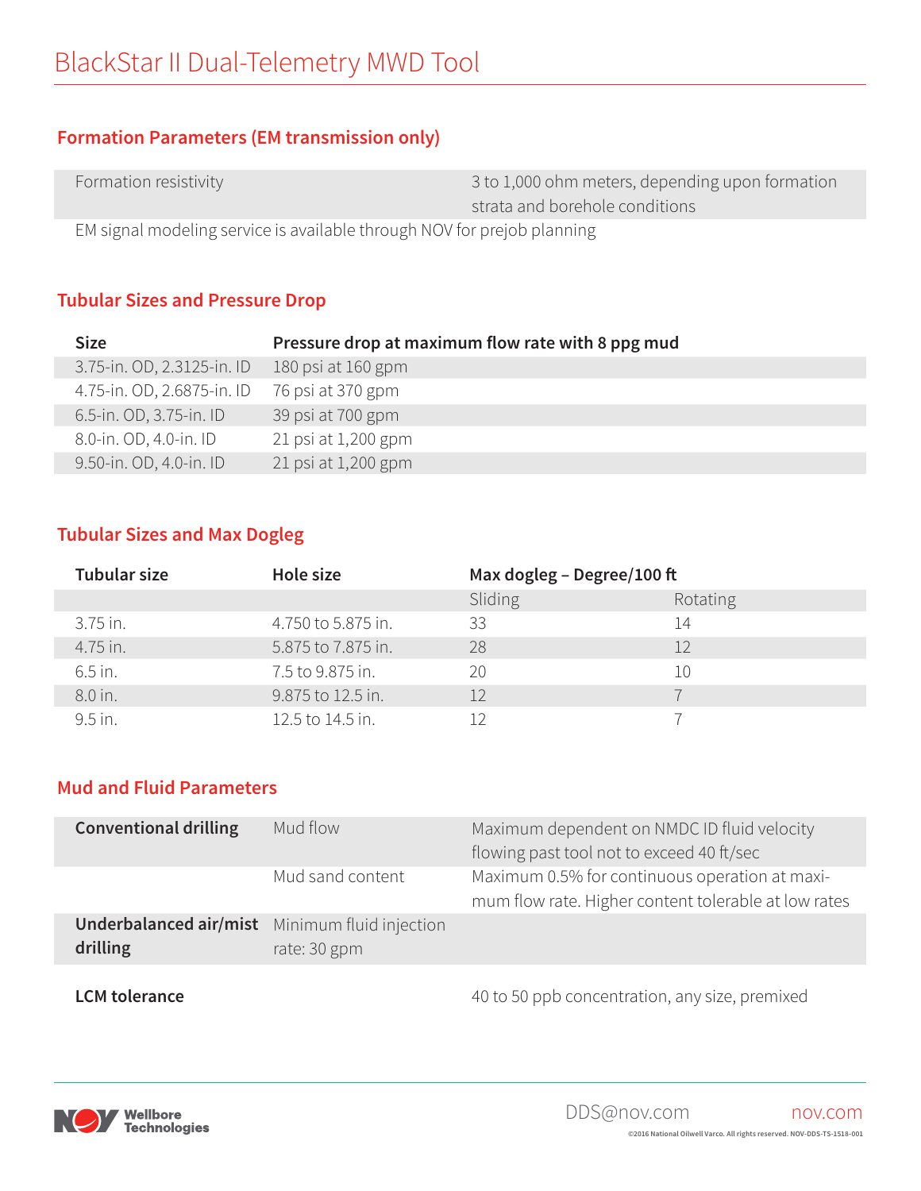# BlackStar II Dual-Telemetry MWD Tool

## Formation Parameters (EM transmission only)

| | |
|---|---|
| Formation resistivity | 3 to 1,000 ohm meters, depending upon formation strata and borehole conditions |

EM signal modeling service is available through NOV for prejob planning

## Tubular Sizes and Pressure Drop

| Size | Pressure drop at maximum flow rate with 8 ppg mud |
|---|---|
| 3.75-in. OD, 2.3125-in. ID | 180 psi at 160 gpm |
| 4.75-in. OD, 2.6875-in. ID | 76 psi at 370 gpm |
| 6.5-in. OD, 3.75-in. ID | 39 psi at 700 gpm |
| 8.0-in. OD, 4.0-in. ID | 21 psi at 1,200 gpm |
| 9.50-in. OD, 4.0-in. ID | 21 psi at 1,200 gpm |

## Tubular Sizes and Max Dogleg

| Tubular size | Hole size | Max dogleg – Degree/100 ft | |
|---|---|---|---|
| | | Sliding | Rotating |
| 3.75 in. | 4.750 to 5.875 in. | 33 | 14 |
| 4.75 in. | 5.875 to 7.875 in. | 28 | 12 |
| 6.5 in. | 7.5 to 9.875 in. | 20 | 10 |
| 8.0 in. | 9.875 to 12.5 in. | 12 | 7 |
| 9.5 in. | 12.5 to 14.5 in. | 12 | 7 |

## Mud and Fluid Parameters

| | | |
|---|---|---|
| **Conventional drilling** | Mud flow | Maximum dependent on NMDC ID fluid velocity flowing past tool not to exceed 40 ft/sec |
| | Mud sand content | Maximum 0.5% for continuous operation at maximum flow rate. Higher content tolerable at low rates |
| **Underbalanced air/mist drilling** | Minimum fluid injection rate: 30 gpm | |
| **LCM tolerance** | | 40 to 50 ppb concentration, any size, premixed |

DDS@nov.com

nov.com

©2016 National Oilwell Varco. All rights reserved. NOV-DDS-TS-1518-001